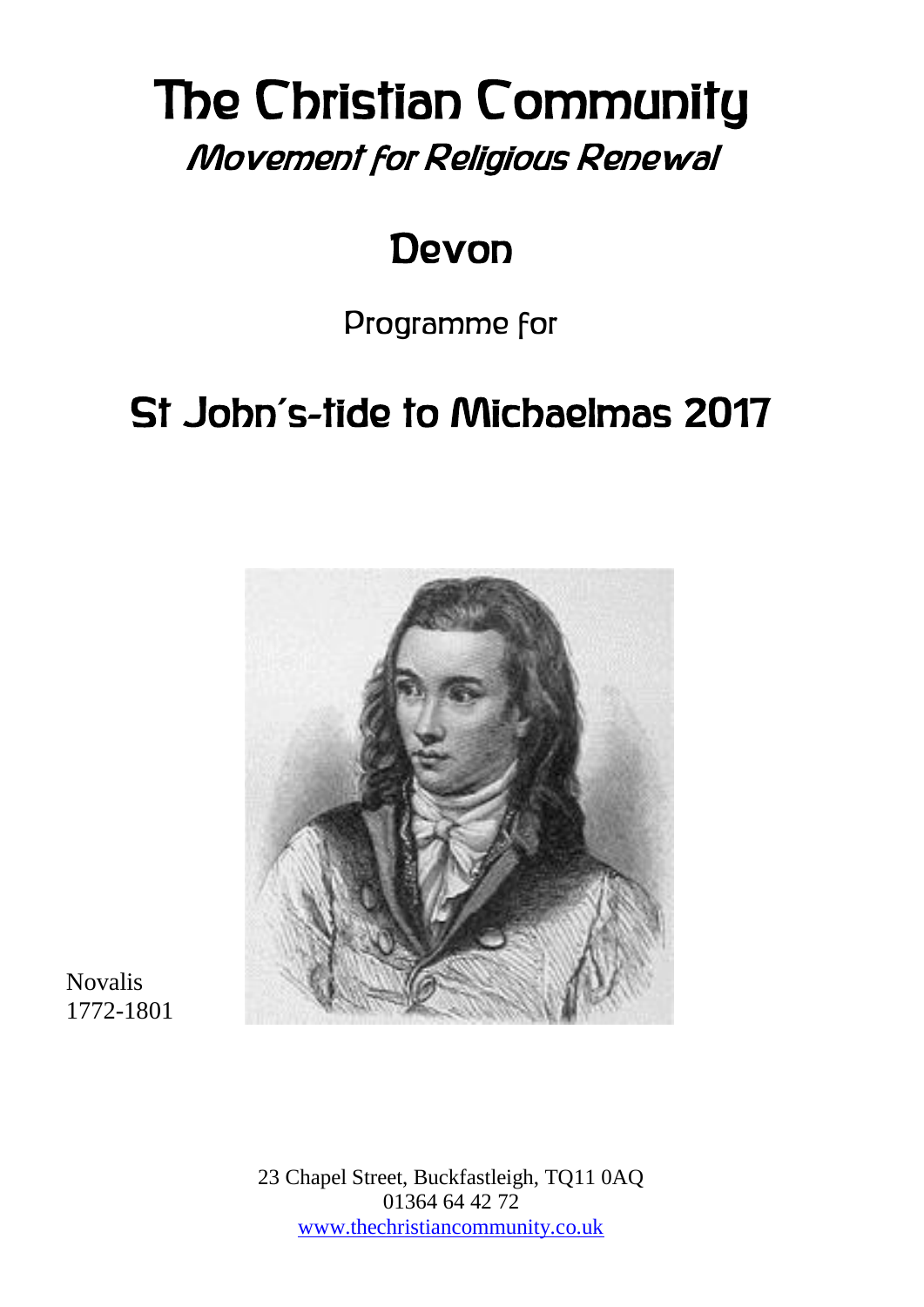# The Christian Community

## *Movement for Religious Renewal*

## Devon

Programme for

# St John's-tide to Michaelmas 2017

Novalis
1772-1801

23 Chapel Street, Buckfastleigh, TQ11 0AQ
01364 64 42 72
www.thechristiancommunity.co.uk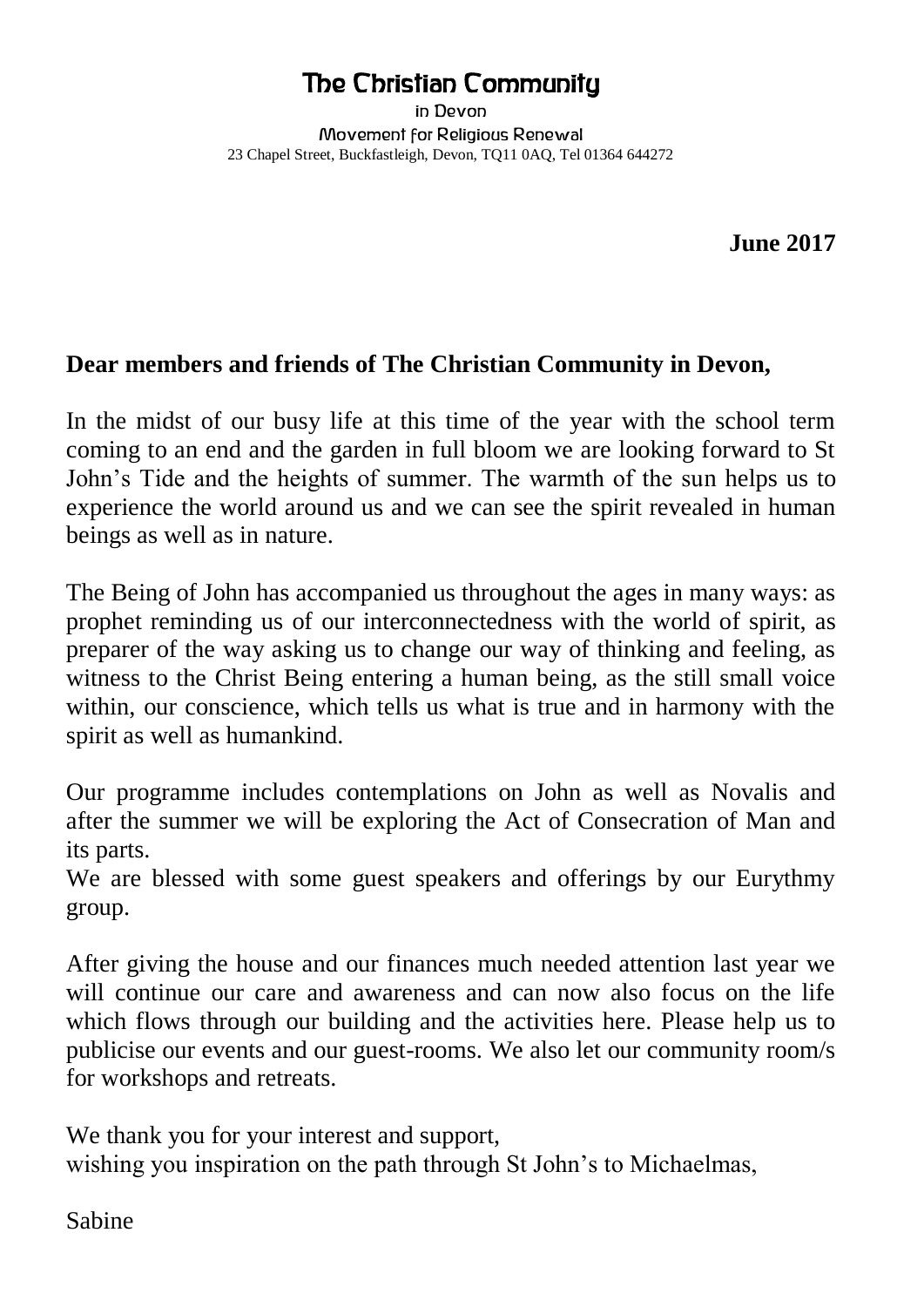# The Christian Community

in Devon

Movement for Religious Renewal

23 Chapel Street, Buckfastleigh, Devon, TQ11 0AQ, Tel 01364 644272

**June 2017**

**Dear members and friends of The Christian Community in Devon,**

In the midst of our busy life at this time of the year with the school term coming to an end and the garden in full bloom we are looking forward to St John's Tide and the heights of summer. The warmth of the sun helps us to experience the world around us and we can see the spirit revealed in human beings as well as in nature.

The Being of John has accompanied us throughout the ages in many ways: as prophet reminding us of our interconnectedness with the world of spirit, as preparer of the way asking us to change our way of thinking and feeling, as witness to the Christ Being entering a human being, as the still small voice within, our conscience, which tells us what is true and in harmony with the spirit as well as humankind.

Our programme includes contemplations on John as well as Novalis and after the summer we will be exploring the Act of Consecration of Man and its parts.
We are blessed with some guest speakers and offerings by our Eurythmy group.

After giving the house and our finances much needed attention last year we will continue our care and awareness and can now also focus on the life which flows through our building and the activities here. Please help us to publicise our events and our guest-rooms. We also let our community room/s for workshops and retreats.

We thank you for your interest and support,
wishing you inspiration on the path through St John's to Michaelmas,

Sabine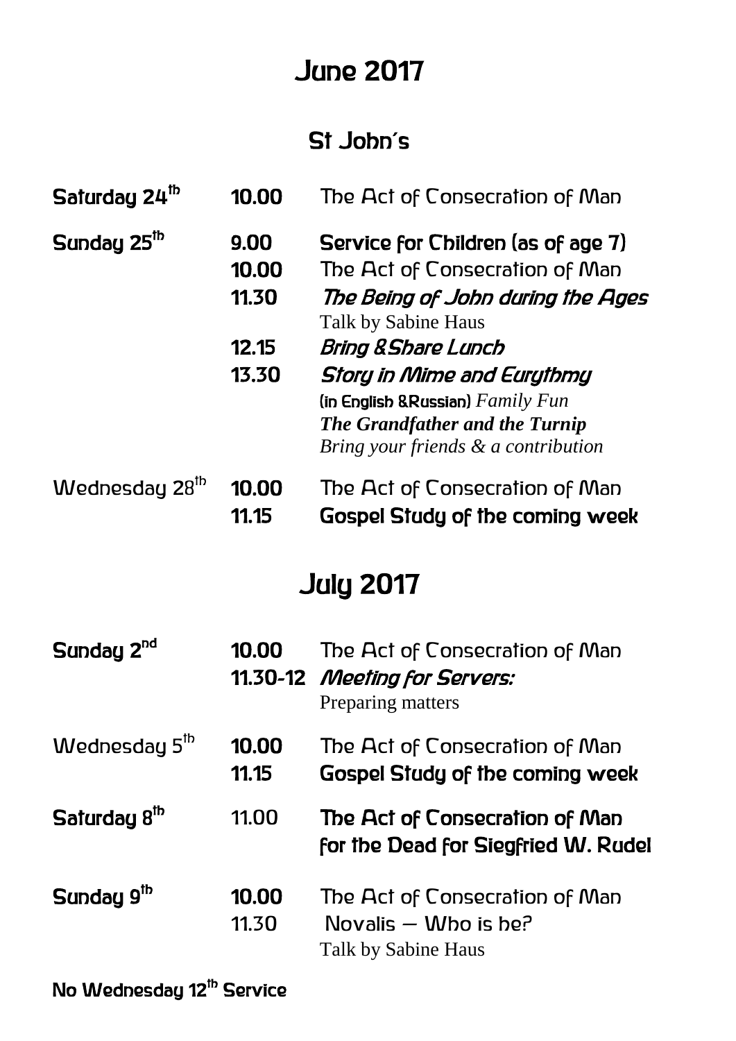# June 2017

## St John´s

| | | |
|---|---|---|
| Saturday 24th | 10.00 | The Act of Consecration of Man |
| Sunday 25th | 9.00 | Service for Children (as of age 7) |
| | 10.00 | The Act of Consecration of Man |
| | 11.30 | *The Being of John during the Ages* <br> Talk by Sabine Haus |
| | 12.15 | *Bring &Share Lunch* |
| | 13.30 | *Story in Mime and Eurythmy* <br> (in English &Russian) *Family Fun* <br> ***The Grandfather and the Turnip*** <br> *Bring your friends & a contribution* |
| Wednesday 28th | 10.00 | The Act of Consecration of Man |
| | 11.15 | Gospel Study of the coming week |

# July 2017

| | | |
|---|---|---|
| Sunday 2nd | 10.00 | The Act of Consecration of Man |
| | 11.30-12 | *Meeting for Servers:* <br> Preparing matters |
| Wednesday 5th | 10.00 | The Act of Consecration of Man |
| | 11.15 | Gospel Study of the coming week |
| Saturday 8th | 11.00 | The Act of Consecration of Man for the Dead for Siegfried W. Rudel |
| Sunday 9th | 10.00 | The Act of Consecration of Man |
| | 11.30 | Novalis – Who is he? <br> Talk by Sabine Haus |

**No Wednesday 12th Service**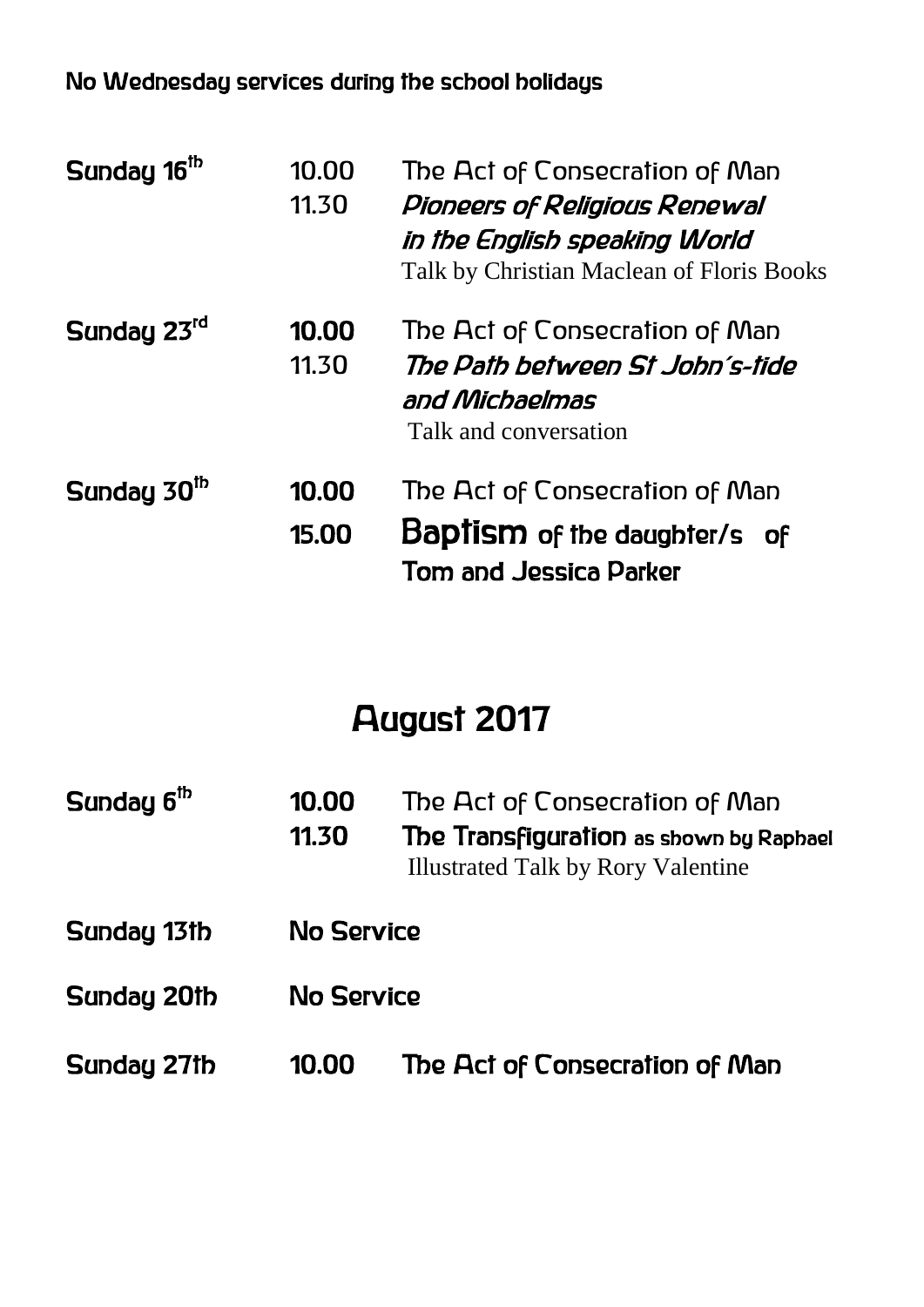**No Wednesday services during the school holidays**

| | | |
|---|---|---|
| **Sunday 16th** | 10.00 | The Act of Consecration of Man |
| | 11.30 | ***Pioneers of Religious Renewal in the English speaking World*** |
| | | Talk by Christian Maclean of Floris Books |
| **Sunday 23rd** | **10.00** | The Act of Consecration of Man |
| | 11.30 | ***The Path between St John's-tide and Michaelmas*** |
| | | Talk and conversation |
| **Sunday 30th** | **10.00** | The Act of Consecration of Man |
| | **15.00** | **Baptism of the daughter/s of Tom and Jessica Parker** |

## August 2017

| | | |
|---|---|---|
| **Sunday 6th** | **10.00** | The Act of Consecration of Man |
| | **11.30** | **The Transfiguration as shown by Raphael** |
| | | Illustrated Talk by Rory Valentine |
| **Sunday 13th** | **No Service** | |
| **Sunday 20th** | **No Service** | |
| **Sunday 27th** | **10.00** | **The Act of Consecration of Man** |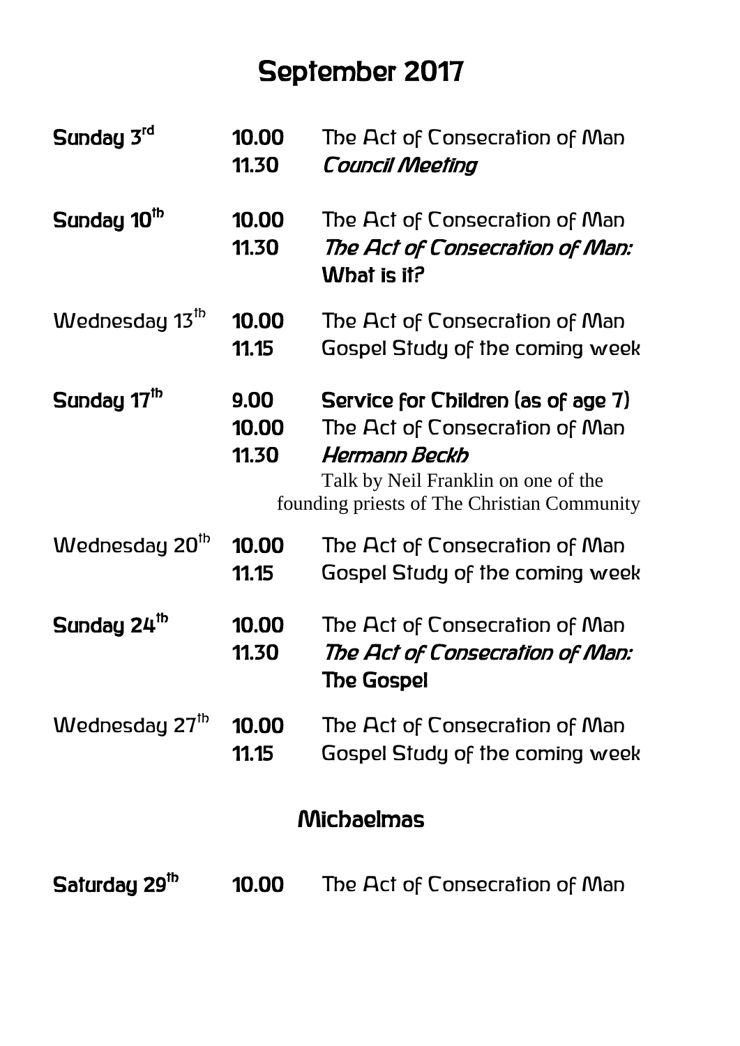# September 2017

| | | |
|---|---|---|
| **Sunday 3rd** | **10.00** | The Act of Consecration of Man |
| | **11.30** | ***Council Meeting*** |
| **Sunday 10th** | **10.00** | The Act of Consecration of Man |
| | **11.30** | ***The Act of Consecration of Man:*** **What is it?** |
| Wednesday 13th | **10.00** | The Act of Consecration of Man |
| | **11.15** | Gospel Study of the coming week |
| **Sunday 17th** | **9.00** | **Service for Children (as of age 7)** |
| | **10.00** | The Act of Consecration of Man |
| | **11.30** | ***Hermann Beckh*** Talk by Neil Franklin on one of the founding priests of The Christian Community |
| Wednesday 20th | **10.00** | The Act of Consecration of Man |
| | **11.15** | Gospel Study of the coming week |
| **Sunday 24th** | **10.00** | The Act of Consecration of Man |
| | **11.30** | ***The Act of Consecration of Man:*** **The Gospel** |
| Wednesday 27th | **10.00** | The Act of Consecration of Man |
| | **11.15** | Gospel Study of the coming week |

## Michaelmas

| | | |
|---|---|---|
| **Saturday 29th** | **10.00** | The Act of Consecration of Man |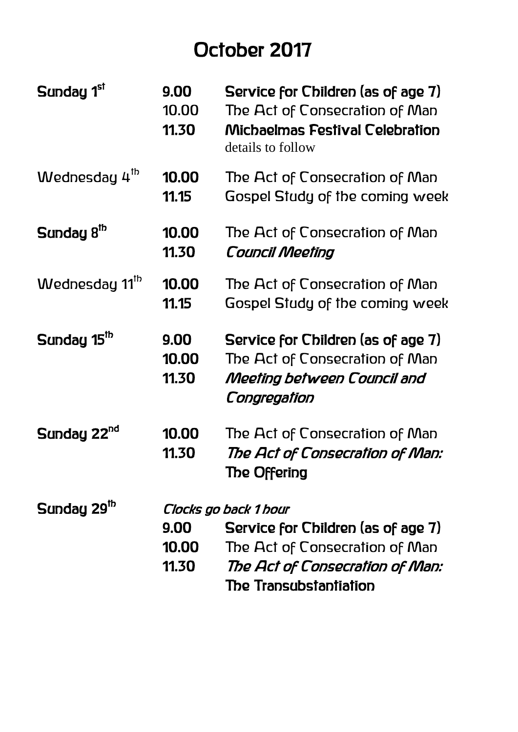# October 2017

| | | |
|---|---|---|
| **Sunday 1st** | **9.00** | **Service for Children (as of age 7)** |
| | 10.00 | The Act of Consecration of Man |
| | **11.30** | **Michaelmas Festival Celebration** |
| | | details to follow |
| Wednesday 4th | **10.00** | The Act of Consecration of Man |
| | **11.15** | Gospel Study of the coming week |
| **Sunday 8th** | **10.00** | The Act of Consecration of Man |
| | **11.30** | ***Council Meeting*** |
| Wednesday 11th | **10.00** | The Act of Consecration of Man |
| | **11.15** | Gospel Study of the coming week |
| **Sunday 15th** | **9.00** | **Service for Children (as of age 7)** |
| | **10.00** | The Act of Consecration of Man |
| | **11.30** | ***Meeting between Council and Congregation*** |
| **Sunday 22nd** | **10.00** | The Act of Consecration of Man |
| | **11.30** | ***The Act of Consecration of Man:*** **The Offering** |
| **Sunday 29th** | *Clocks go back 1 hour* | |
| | **9.00** | **Service for Children (as of age 7)** |
| | **10.00** | The Act of Consecration of Man |
| | **11.30** | ***The Act of Consecration of Man:*** **The Transubstantiation** |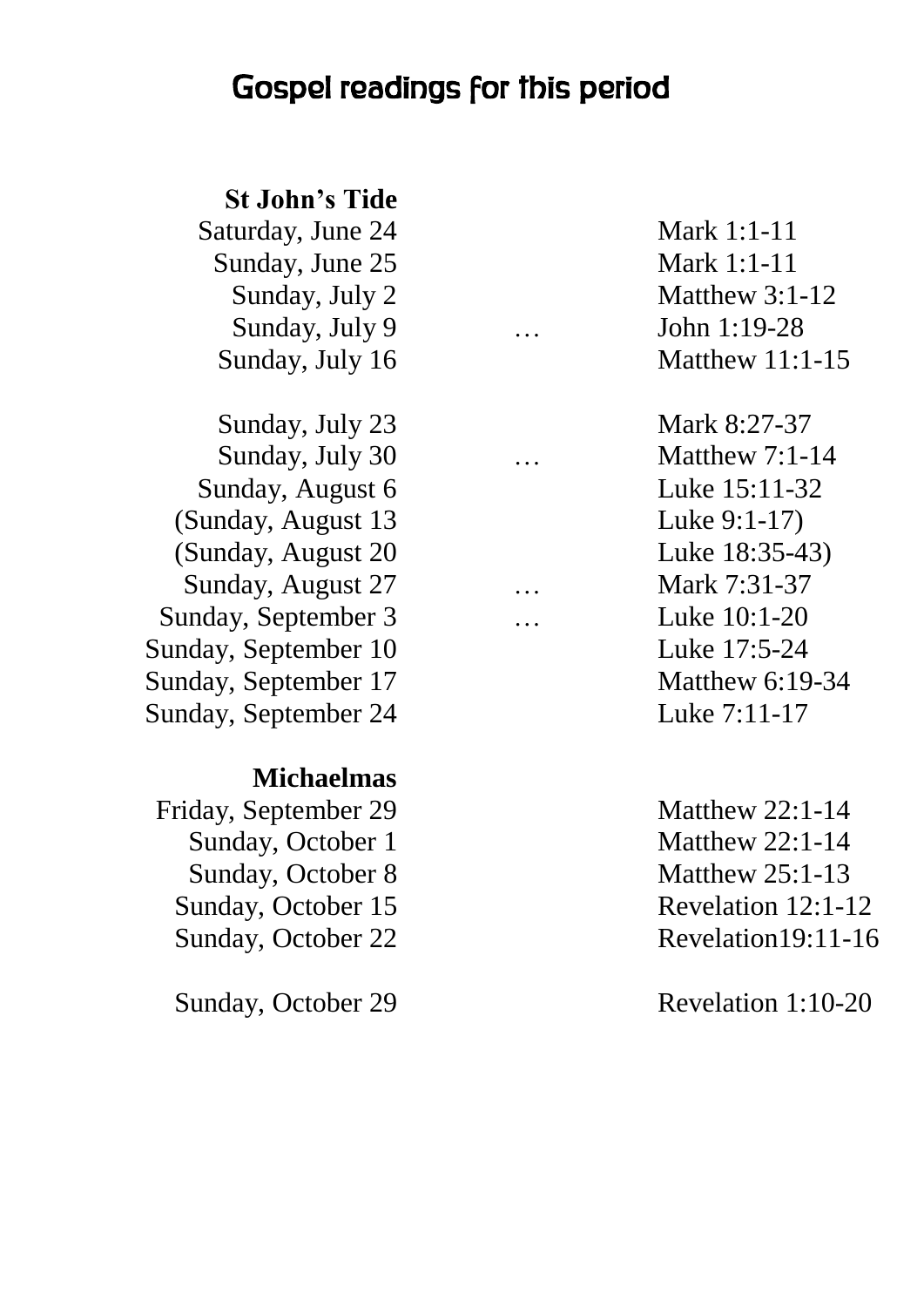# Gospel readings for this period

| | | |
|---|---|---|
| **St John's Tide** | | |
| Saturday, June 24 | | Mark 1:1-11 |
| Sunday, June 25 | | Mark 1:1-11 |
| Sunday, July 2 | | Matthew 3:1-12 |
| Sunday, July 9 | … | John 1:19-28 |
| Sunday, July 16 | | Matthew 11:1-15 |
| | | |
| Sunday, July 23 | | Mark 8:27-37 |
| Sunday, July 30 | … | Matthew 7:1-14 |
| Sunday, August 6 | | Luke 15:11-32 |
| (Sunday, August 13 | | Luke 9:1-17) |
| (Sunday, August 20 | | Luke 18:35-43) |
| Sunday, August 27 | … | Mark 7:31-37 |
| Sunday, September 3 | … | Luke 10:1-20 |
| Sunday, September 10 | | Luke 17:5-24 |
| Sunday, September 17 | | Matthew 6:19-34 |
| Sunday, September 24 | | Luke 7:11-17 |
| | | |
| **Michaelmas** | | |
| Friday, September 29 | | Matthew 22:1-14 |
| Sunday, October 1 | | Matthew 22:1-14 |
| Sunday, October 8 | | Matthew 25:1-13 |
| Sunday, October 15 | | Revelation 12:1-12 |
| Sunday, October 22 | | Revelation19:11-16 |
| | | |
| Sunday, October 29 | | Revelation 1:10-20 |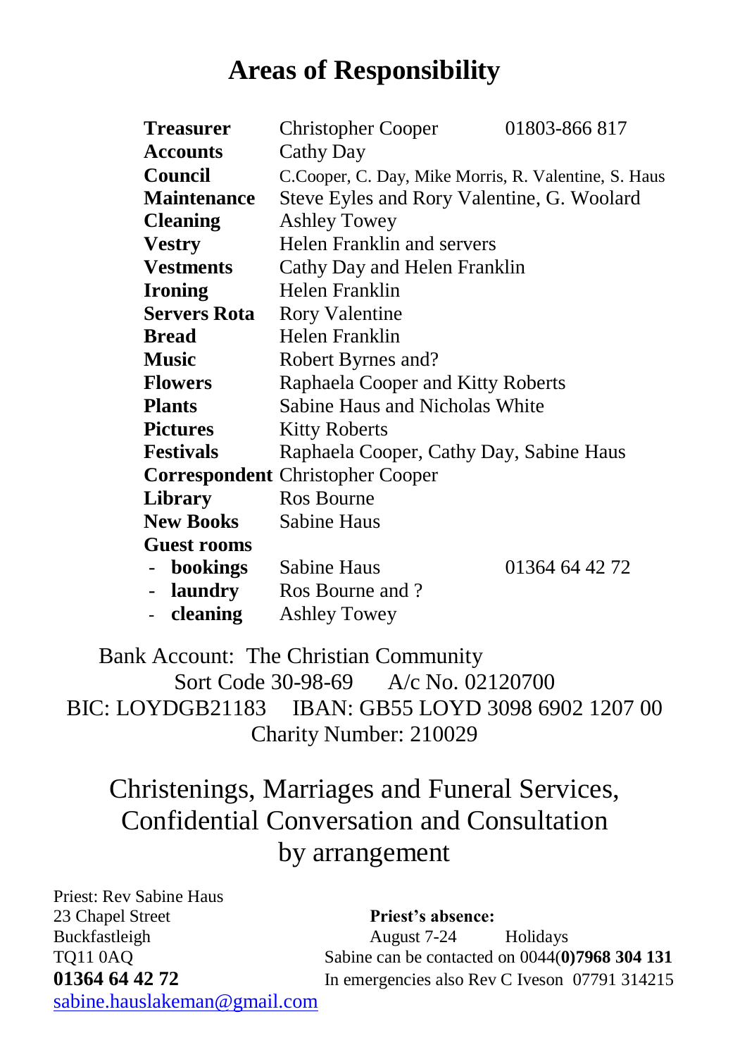# Areas of Responsibility

| | | |
|---|---|---|
| **Treasurer** | Christopher Cooper | 01803-866 817 |
| **Accounts** | Cathy Day | |
| **Council** | C.Cooper, C. Day, Mike Morris, R. Valentine, S. Haus | |
| **Maintenance** | Steve Eyles and Rory Valentine, G. Woolard | |
| **Cleaning** | Ashley Towey | |
| **Vestry** | Helen Franklin and servers | |
| **Vestments** | Cathy Day and Helen Franklin | |
| **Ironing** | Helen Franklin | |
| **Servers Rota** | Rory Valentine | |
| **Bread** | Helen Franklin | |
| **Music** | Robert Byrnes and? | |
| **Flowers** | Raphaela Cooper and Kitty Roberts | |
| **Plants** | Sabine Haus and Nicholas White | |
| **Pictures** | Kitty Roberts | |
| **Festivals** | Raphaela Cooper, Cathy Day, Sabine Haus | |
| **Correspondent** | Christopher Cooper | |
| **Library** | Ros Bourne | |
| **New Books** | Sabine Haus | |
| **Guest rooms** | | |
| - **bookings** | Sabine Haus | 01364 64 42 72 |
| - **laundry** | Ros Bourne and ? | |
| - **cleaning** | Ashley Towey | |

Bank Account: The Christian Community
Sort Code 30-98-69 A/c No. 02120700
BIC: LOYDGB21183 IBAN: GB55 LOYD 3098 6902 1207 00
Charity Number: 210029

## Christenings, Marriages and Funeral Services, Confidential Conversation and Consultation by arrangement

Priest: Rev Sabine Haus
23 Chapel Street
Buckfastleigh
TQ11 0AQ
**01364 64 42 72**
sabine.hauslakeman@gmail.com

**Priest's absence:**
August 7-24 Holidays
Sabine can be contacted on 0044(**0)7968 304 131**
In emergencies also Rev C Iveson 07791 314215